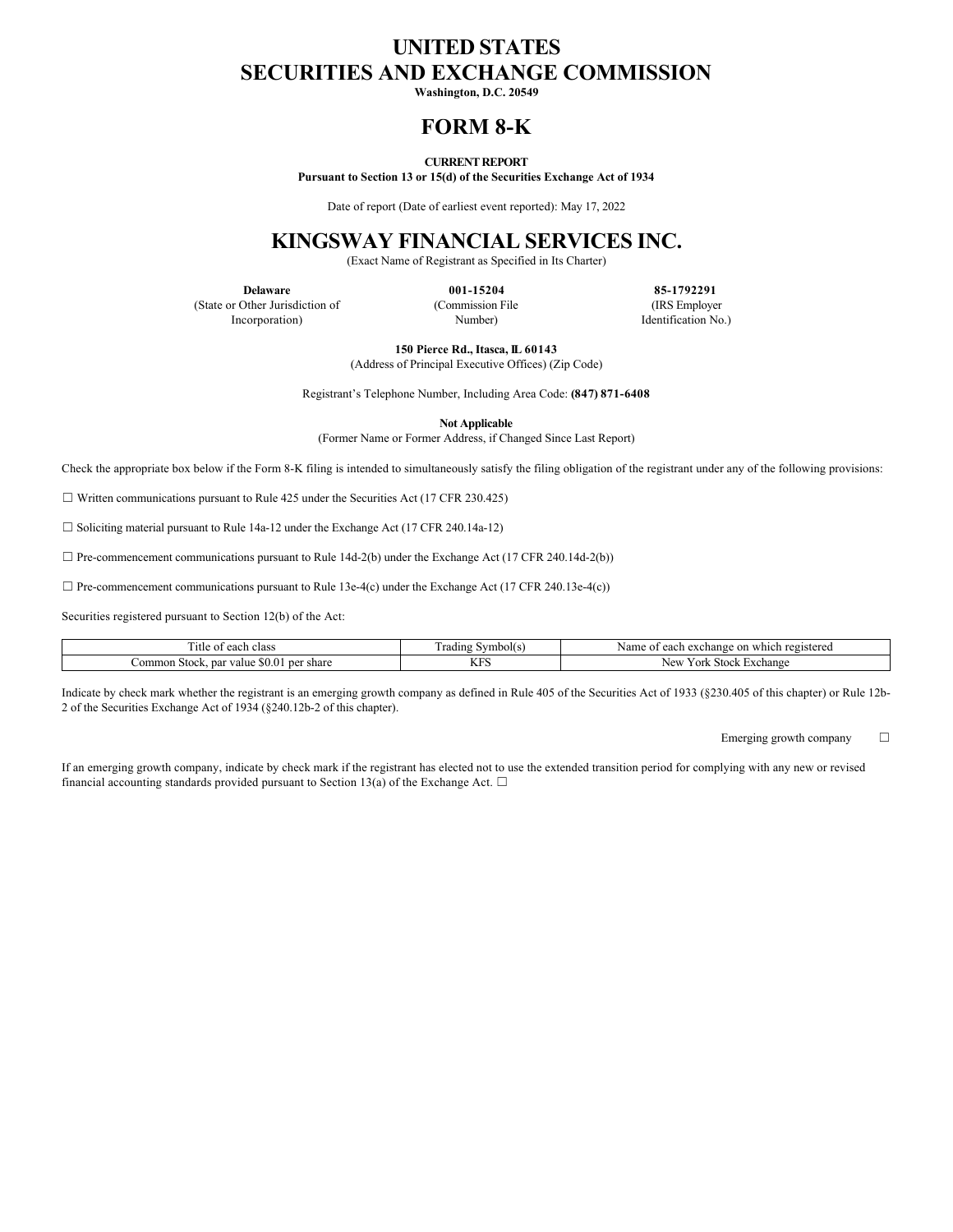# UNITED STATES
# SECURITIES AND EXCHANGE COMMISSION

**Washington, D.C. 20549**

# FORM 8-K

**CURRENT REPORT**

**Pursuant to Section 13 or 15(d) of the Securities Exchange Act of 1934**

Date of report (Date of earliest event reported): May 17, 2022

# KINGSWAY FINANCIAL SERVICES INC.

(Exact Name of Registrant as Specified in Its Charter)

| **Delaware** | **001-15204** | **85-1792291** |
|---|---|---|
| (State or Other Jurisdiction of Incorporation) | (Commission File Number) | (IRS Employer Identification No.) |

**150 Pierce Rd., Itasca, IL 60143**

(Address of Principal Executive Offices) (Zip Code)

Registrant's Telephone Number, Including Area Code: **(847) 871-6408**

**Not Applicable**

(Former Name or Former Address, if Changed Since Last Report)

Check the appropriate box below if the Form 8-K filing is intended to simultaneously satisfy the filing obligation of the registrant under any of the following provisions:

☐ Written communications pursuant to Rule 425 under the Securities Act (17 CFR 230.425)

☐ Soliciting material pursuant to Rule 14a-12 under the Exchange Act (17 CFR 240.14a-12)

☐ Pre-commencement communications pursuant to Rule 14d-2(b) under the Exchange Act (17 CFR 240.14d-2(b))

☐ Pre-commencement communications pursuant to Rule 13e-4(c) under the Exchange Act (17 CFR 240.13e-4(c))

Securities registered pursuant to Section 12(b) of the Act:

| Title of each class | Trading Symbol(s) | Name of each exchange on which registered |
|---|---|---|
| Common Stock, par value $0.01 per share | KFS | New York Stock Exchange |

Indicate by check mark whether the registrant is an emerging growth company as defined in Rule 405 of the Securities Act of 1933 (§230.405 of this chapter) or Rule 12b-2 of the Securities Exchange Act of 1934 (§240.12b-2 of this chapter).

Emerging growth company ☐

If an emerging growth company, indicate by check mark if the registrant has elected not to use the extended transition period for complying with any new or revised financial accounting standards provided pursuant to Section 13(a) of the Exchange Act. ☐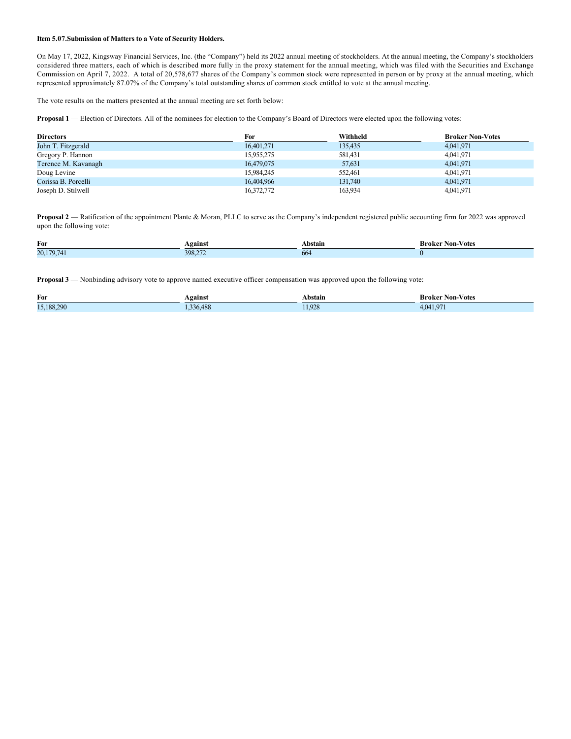**Item 5.07.Submission of Matters to a Vote of Security Holders.**

On May 17, 2022, Kingsway Financial Services, Inc. (the "Company") held its 2022 annual meeting of stockholders. At the annual meeting, the Company's stockholders considered three matters, each of which is described more fully in the proxy statement for the annual meeting, which was filed with the Securities and Exchange Commission on April 7, 2022. A total of 20,578,677 shares of the Company's common stock were represented in person or by proxy at the annual meeting, which represented approximately 87.07% of the Company's total outstanding shares of common stock entitled to vote at the annual meeting.

The vote results on the matters presented at the annual meeting are set forth below:

**Proposal 1** — Election of Directors. All of the nominees for election to the Company's Board of Directors were elected upon the following votes:

| Directors | For | Withheld | Broker Non-Votes |
|---|---|---|---|
| John T. Fitzgerald | 16,401,271 | 135,435 | 4,041,971 |
| Gregory P. Hannon | 15,955,275 | 581,431 | 4,041,971 |
| Terence M. Kavanagh | 16,479,075 | 57,631 | 4,041,971 |
| Doug Levine | 15,984,245 | 552,461 | 4,041,971 |
| Corissa B. Porcelli | 16,404,966 | 131,740 | 4,041,971 |
| Joseph D. Stilwell | 16,372,772 | 163,934 | 4,041,971 |

**Proposal 2** — Ratification of the appointment Plante & Moran, PLLC to serve as the Company's independent registered public accounting firm for 2022 was approved upon the following vote:

| For | Against | Abstain | Broker Non-Votes |
|---|---|---|---|
| 20,179,741 | 398,272 | 664 | 0 |

**Proposal 3** — Nonbinding advisory vote to approve named executive officer compensation was approved upon the following vote:

| For | Against | Abstain | Broker Non-Votes |
|---|---|---|---|
| 15,188,290 | 1,336,488 | 11,928 | 4,041,971 |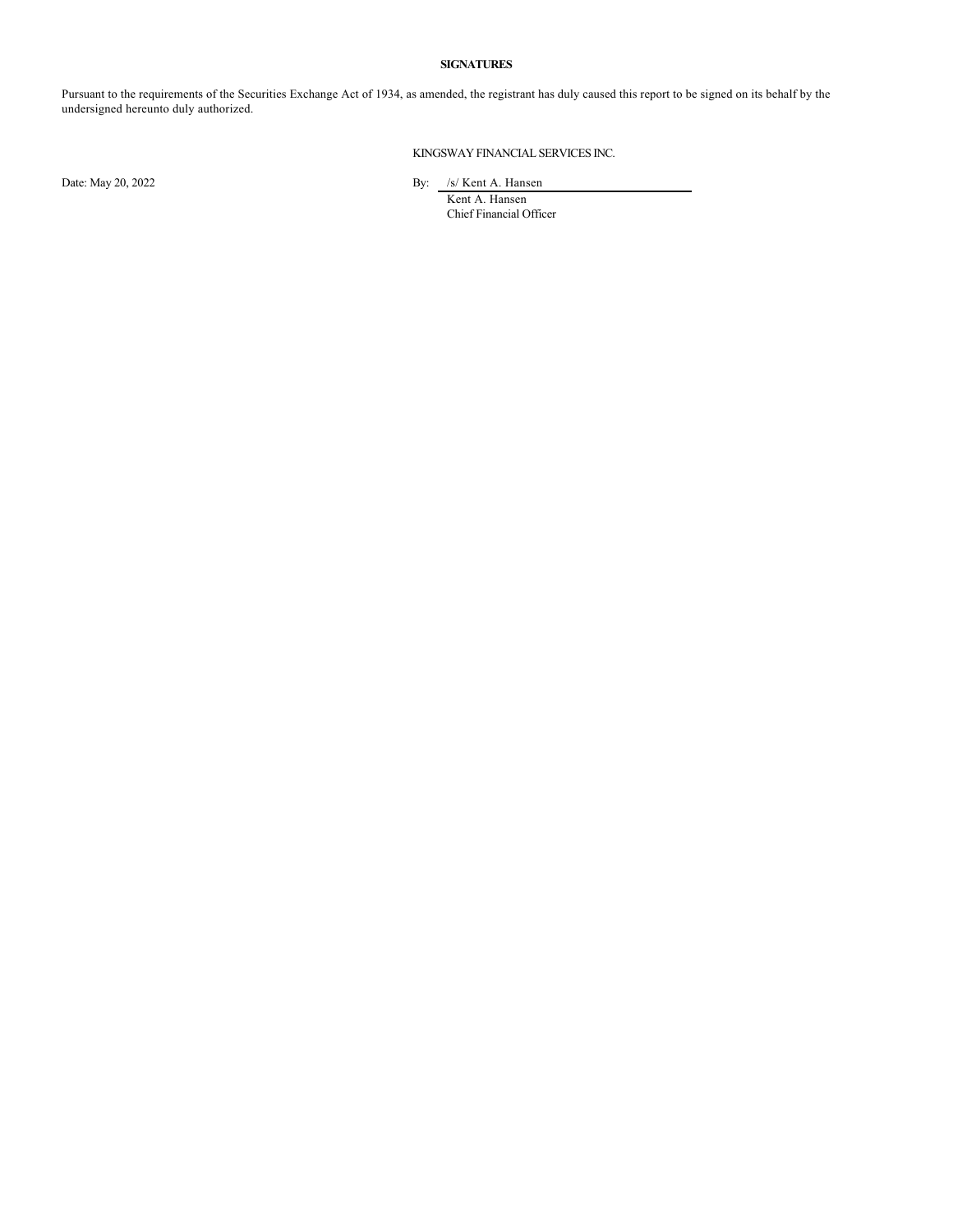**SIGNATURES**

Pursuant to the requirements of the Securities Exchange Act of 1934, as amended, the registrant has duly caused this report to be signed on its behalf by the undersigned hereunto duly authorized.

KINGSWAY FINANCIAL SERVICES INC.

Date: May 20, 2022

By: /s/ Kent A. Hansen
Kent A. Hansen
Chief Financial Officer